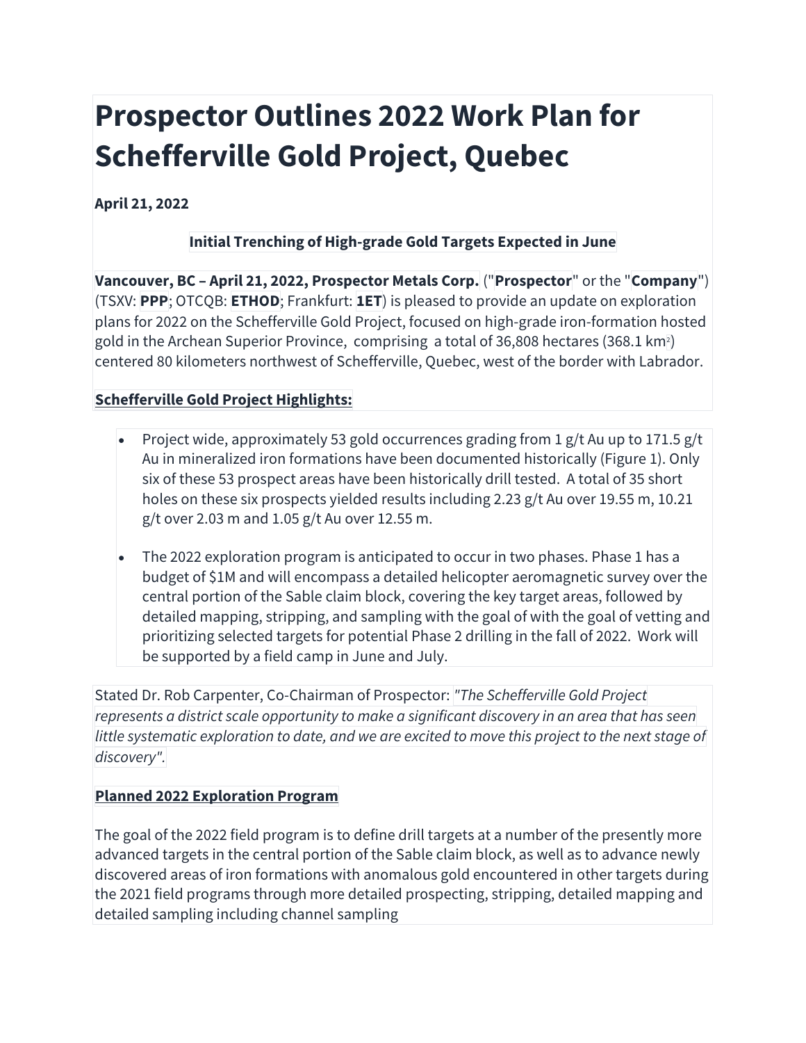# Prospector Outlines 2022 Work Plan for Schefferville Gold Project, Quebec

**April 21, 2022**

**Initial Trenching of High-grade Gold Targets Expected in June**

**Vancouver, BC – April 21, 2022, Prospector Metals Corp.** ("**Prospector**" or the "**Company**") (TSXV: **PPP**; OTCQB: **ETHOD**; Frankfurt: **1ET**) is pleased to provide an update on exploration plans for 2022 on the Schefferville Gold Project, focused on high-grade iron-formation hosted gold in the Archean Superior Province, comprising a total of 36,808 hectares (368.1 km$^2$) centered 80 kilometers northwest of Schefferville, Quebec, west of the border with Labrador.

**Schefferville Gold Project Highlights:**

- Project wide, approximately 53 gold occurrences grading from 1 g/t Au up to 171.5 g/t Au in mineralized iron formations have been documented historically (Figure 1). Only six of these 53 prospect areas have been historically drill tested. A total of 35 short holes on these six prospects yielded results including 2.23 g/t Au over 19.55 m, 10.21 g/t over 2.03 m and 1.05 g/t Au over 12.55 m.

- The 2022 exploration program is anticipated to occur in two phases. Phase 1 has a budget of $1M and will encompass a detailed helicopter aeromagnetic survey over the central portion of the Sable claim block, covering the key target areas, followed by detailed mapping, stripping, and sampling with the goal of with the goal of vetting and prioritizing selected targets for potential Phase 2 drilling in the fall of 2022. Work will be supported by a field camp in June and July.

Stated Dr. Rob Carpenter, Co-Chairman of Prospector: *"The Schefferville Gold Project represents a district scale opportunity to make a significant discovery in an area that has seen little systematic exploration to date, and we are excited to move this project to the next stage of discovery".*

**Planned 2022 Exploration Program**

The goal of the 2022 field program is to define drill targets at a number of the presently more advanced targets in the central portion of the Sable claim block, as well as to advance newly discovered areas of iron formations with anomalous gold encountered in other targets during the 2021 field programs through more detailed prospecting, stripping, detailed mapping and detailed sampling including channel sampling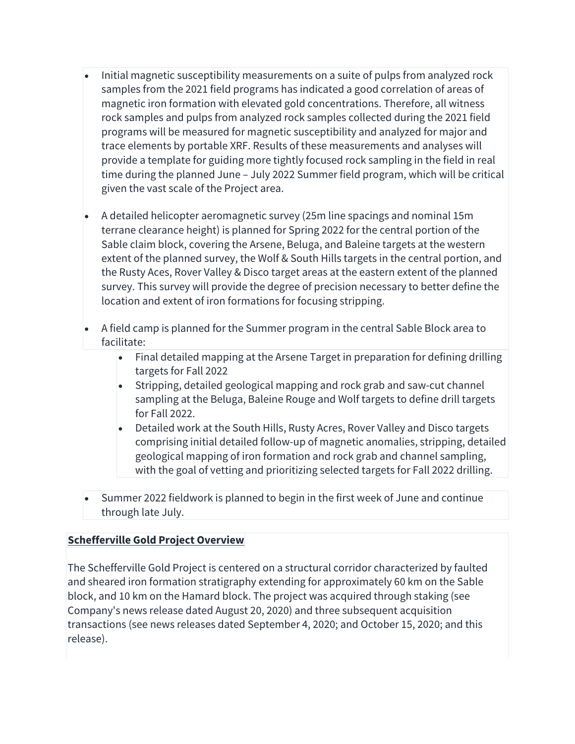- Initial magnetic susceptibility measurements on a suite of pulps from analyzed rock samples from the 2021 field programs has indicated a good correlation of areas of magnetic iron formation with elevated gold concentrations. Therefore, all witness rock samples and pulps from analyzed rock samples collected during the 2021 field programs will be measured for magnetic susceptibility and analyzed for major and trace elements by portable XRF. Results of these measurements and analyses will provide a template for guiding more tightly focused rock sampling in the field in real time during the planned June – July 2022 Summer field program, which will be critical given the vast scale of the Project area.

- A detailed helicopter aeromagnetic survey (25m line spacings and nominal 15m terrane clearance height) is planned for Spring 2022 for the central portion of the Sable claim block, covering the Arsene, Beluga, and Baleine targets at the western extent of the planned survey, the Wolf & South Hills targets in the central portion, and the Rusty Aces, Rover Valley & Disco target areas at the eastern extent of the planned survey. This survey will provide the degree of precision necessary to better define the location and extent of iron formations for focusing stripping.

- A field camp is planned for the Summer program in the central Sable Block area to facilitate:
    - Final detailed mapping at the Arsene Target in preparation for defining drilling targets for Fall 2022
    - Stripping, detailed geological mapping and rock grab and saw-cut channel sampling at the Beluga, Baleine Rouge and Wolf targets to define drill targets for Fall 2022.
    - Detailed work at the South Hills, Rusty Acres, Rover Valley and Disco targets comprising initial detailed follow-up of magnetic anomalies, stripping, detailed geological mapping of iron formation and rock grab and channel sampling, with the goal of vetting and prioritizing selected targets for Fall 2022 drilling.

- Summer 2022 fieldwork is planned to begin in the first week of June and continue through late July.

**Schefferville Gold Project Overview**

The Schefferville Gold Project is centered on a structural corridor characterized by faulted and sheared iron formation stratigraphy extending for approximately 60 km on the Sable block, and 10 km on the Hamard block. The project was acquired through staking (see Company's news release dated August 20, 2020) and three subsequent acquisition transactions (see news releases dated September 4, 2020; and October 15, 2020; and this release).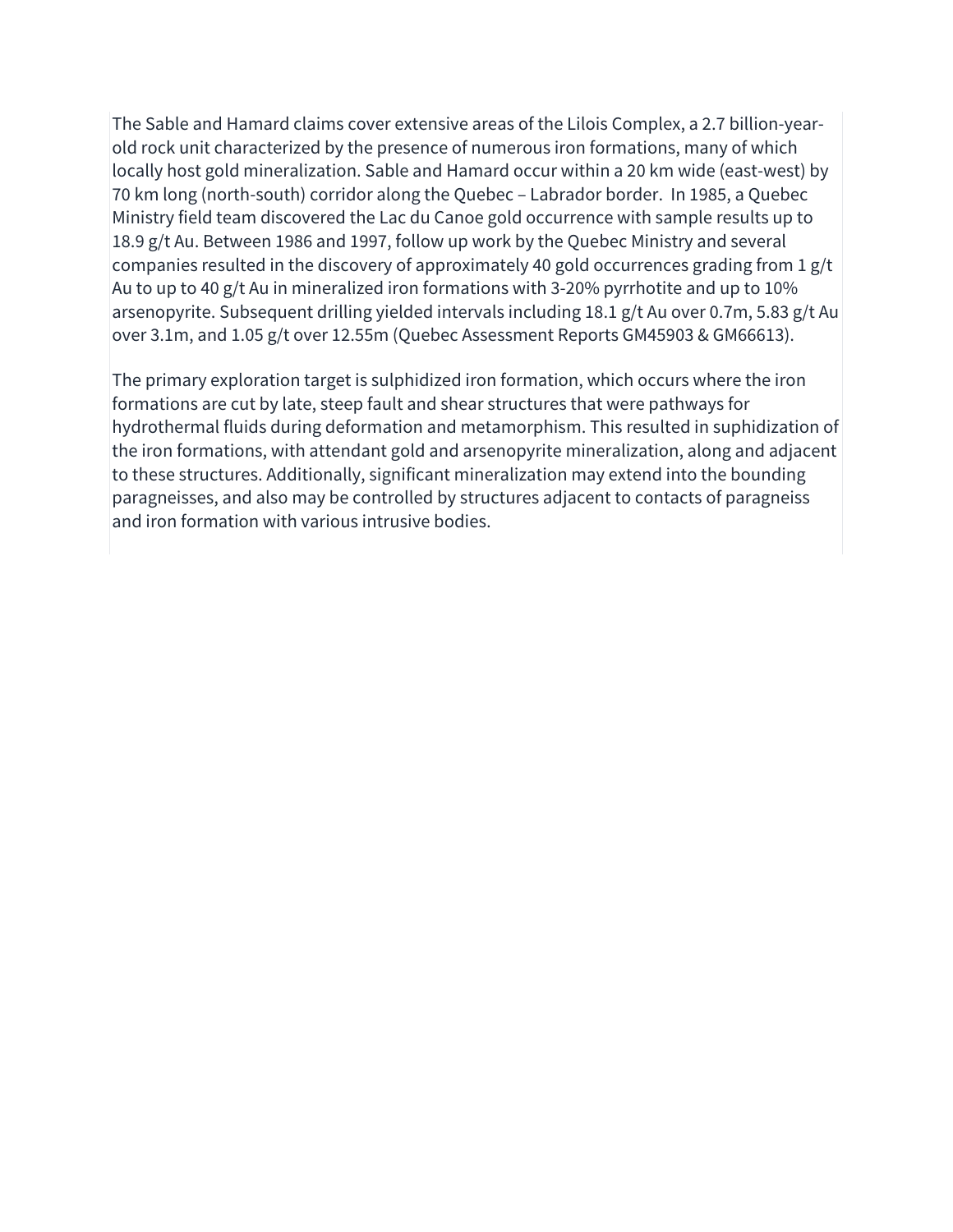The Sable and Hamard claims cover extensive areas of the Lilois Complex, a 2.7 billion-year-old rock unit characterized by the presence of numerous iron formations, many of which locally host gold mineralization. Sable and Hamard occur within a 20 km wide (east-west) by 70 km long (north-south) corridor along the Quebec – Labrador border. In 1985, a Quebec Ministry field team discovered the Lac du Canoe gold occurrence with sample results up to 18.9 g/t Au. Between 1986 and 1997, follow up work by the Quebec Ministry and several companies resulted in the discovery of approximately 40 gold occurrences grading from 1 g/t Au to up to 40 g/t Au in mineralized iron formations with 3-20% pyrrhotite and up to 10% arsenopyrite. Subsequent drilling yielded intervals including 18.1 g/t Au over 0.7m, 5.83 g/t Au over 3.1m, and 1.05 g/t over 12.55m (Quebec Assessment Reports GM45903 & GM66613).

The primary exploration target is sulphidized iron formation, which occurs where the iron formations are cut by late, steep fault and shear structures that were pathways for hydrothermal fluids during deformation and metamorphism. This resulted in suphidization of the iron formations, with attendant gold and arsenopyrite mineralization, along and adjacent to these structures. Additionally, significant mineralization may extend into the bounding paragneisses, and also may be controlled by structures adjacent to contacts of paragneiss and iron formation with various intrusive bodies.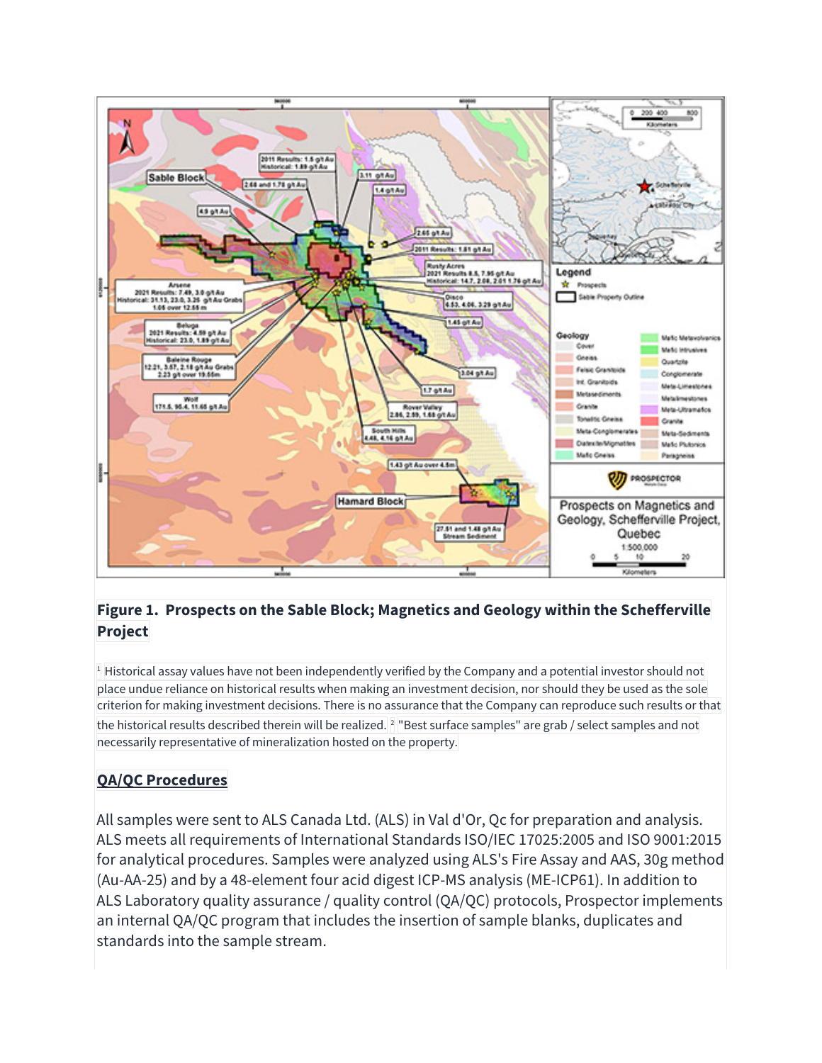**Figure 1. Prospects on the Sable Block; Magnetics and Geology within the Schefferville Project**

[1] Historical assay values have not been independently verified by the Company and a potential investor should not place undue reliance on historical results when making an investment decision, nor should they be used as the sole criterion for making investment decisions. There is no assurance that the Company can reproduce such results or that the historical results described therein will be realized. [2] "Best surface samples" are grab / select samples and not necessarily representative of mineralization hosted on the property.

## QA/QC Procedures

All samples were sent to ALS Canada Ltd. (ALS) in Val d'Or, Qc for preparation and analysis. ALS meets all requirements of International Standards ISO/IEC 17025:2005 and ISO 9001:2015 for analytical procedures. Samples were analyzed using ALS's Fire Assay and AAS, 30g method (Au-AA-25) and by a 48-element four acid digest ICP-MS analysis (ME-ICP61). In addition to ALS Laboratory quality assurance / quality control (QA/QC) protocols, Prospector implements an internal QA/QC program that includes the insertion of sample blanks, duplicates and standards into the sample stream.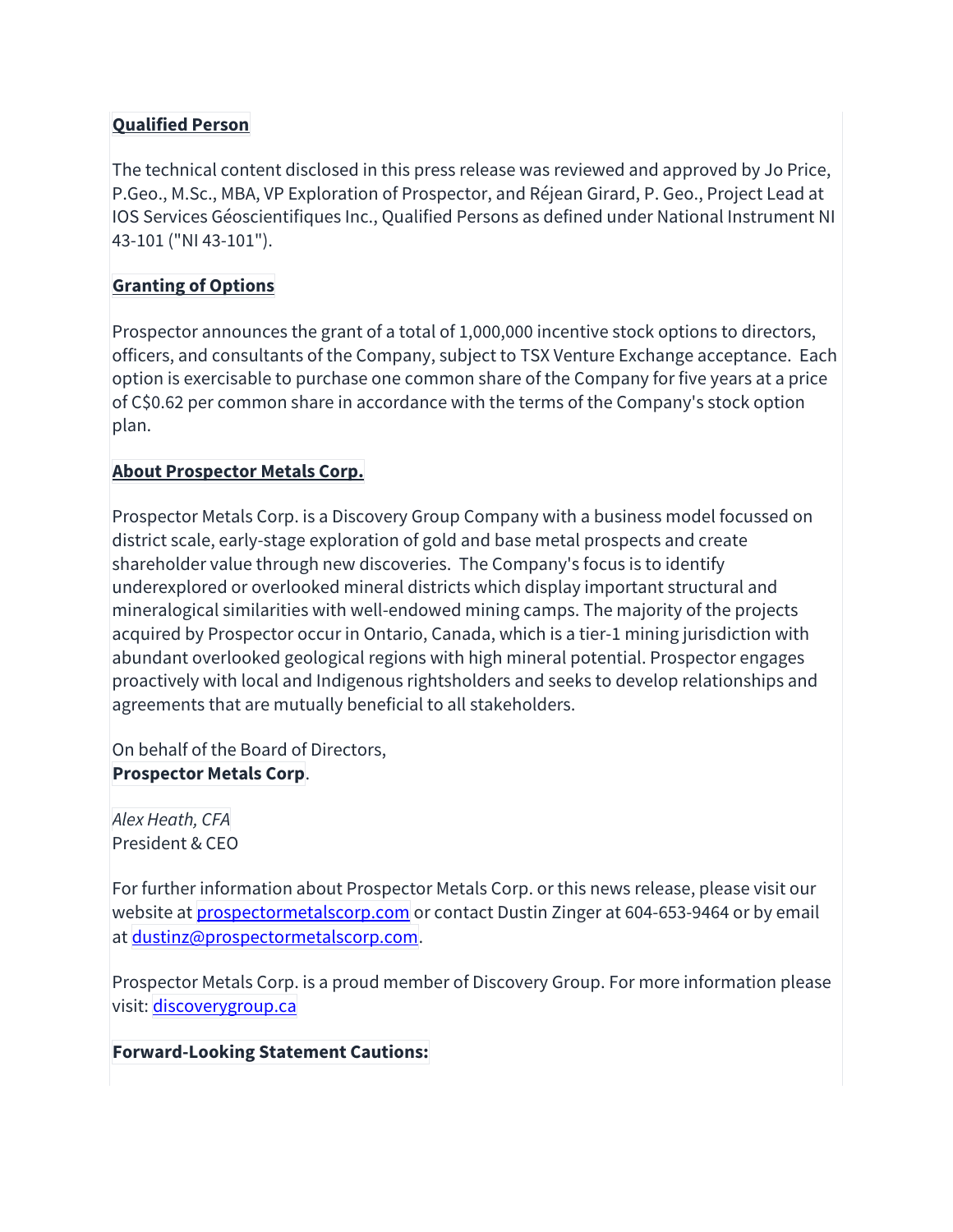**Qualified Person**

The technical content disclosed in this press release was reviewed and approved by Jo Price, P.Geo., M.Sc., MBA, VP Exploration of Prospector, and Réjean Girard, P. Geo., Project Lead at IOS Services Géoscientifiques Inc., Qualified Persons as defined under National Instrument NI 43-101 ("NI 43-101").

**Granting of Options**

Prospector announces the grant of a total of 1,000,000 incentive stock options to directors, officers, and consultants of the Company, subject to TSX Venture Exchange acceptance. Each option is exercisable to purchase one common share of the Company for five years at a price of C$0.62 per common share in accordance with the terms of the Company's stock option plan.

**About Prospector Metals Corp.**

Prospector Metals Corp. is a Discovery Group Company with a business model focussed on district scale, early-stage exploration of gold and base metal prospects and create shareholder value through new discoveries. The Company's focus is to identify underexplored or overlooked mineral districts which display important structural and mineralogical similarities with well-endowed mining camps. The majority of the projects acquired by Prospector occur in Ontario, Canada, which is a tier-1 mining jurisdiction with abundant overlooked geological regions with high mineral potential. Prospector engages proactively with local and Indigenous rightsholders and seeks to develop relationships and agreements that are mutually beneficial to all stakeholders.

On behalf of the Board of Directors,
**Prospector Metals Corp**.

*Alex Heath, CFA*
President & CEO

For further information about Prospector Metals Corp. or this news release, please visit our website at [prospectormetalscorp.com](prospectormetalscorp.com) or contact Dustin Zinger at 604-653-9464 or by email at [dustinz@prospectormetalscorp.com](mailto:dustinz@prospectormetalscorp.com).

Prospector Metals Corp. is a proud member of Discovery Group. For more information please visit: [discoverygroup.ca](discoverygroup.ca)

**Forward-Looking Statement Cautions:**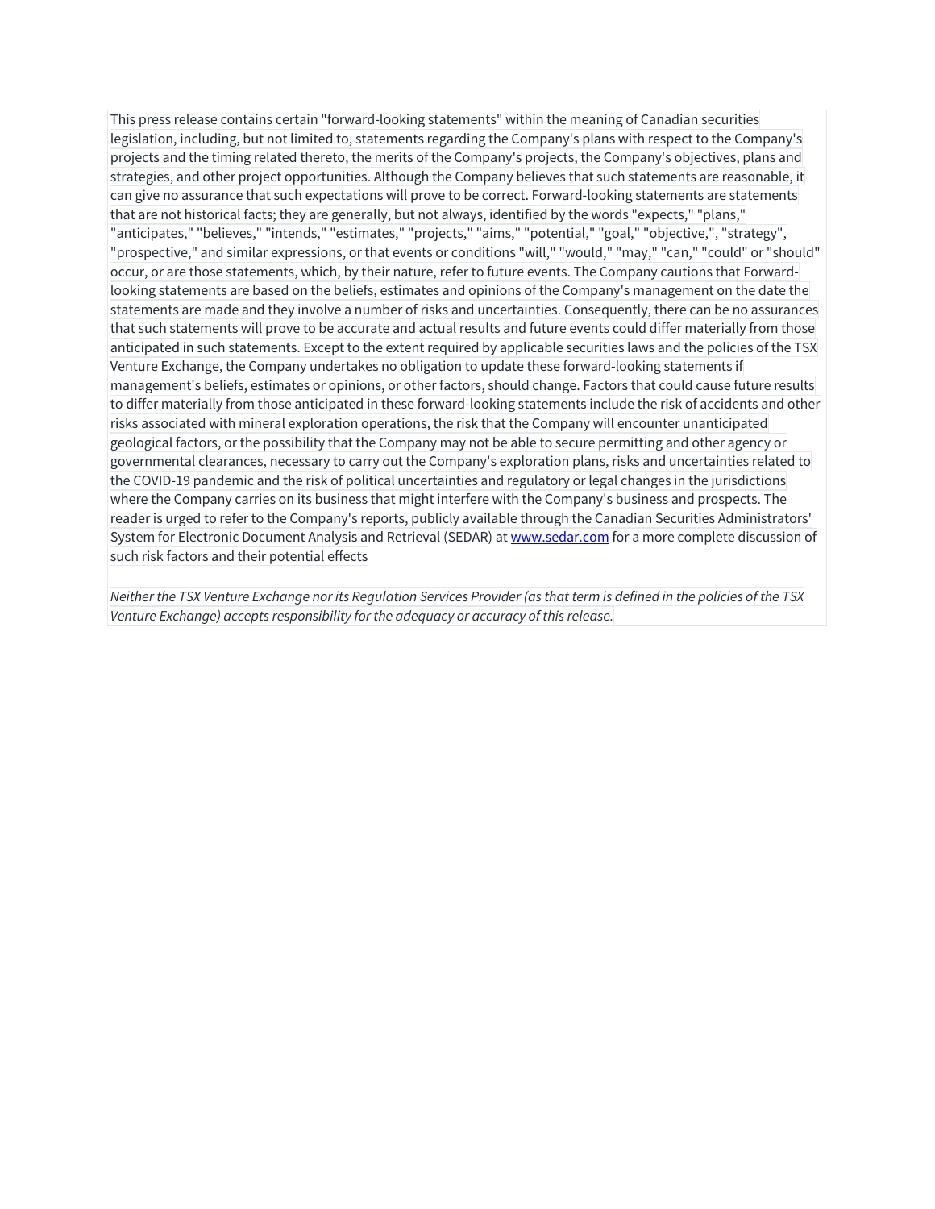This press release contains certain "forward-looking statements" within the meaning of Canadian securities legislation, including, but not limited to, statements regarding the Company's plans with respect to the Company's projects and the timing related thereto, the merits of the Company's projects, the Company's objectives, plans and strategies, and other project opportunities. Although the Company believes that such statements are reasonable, it can give no assurance that such expectations will prove to be correct. Forward-looking statements are statements that are not historical facts; they are generally, but not always, identified by the words "expects," "plans," "anticipates," "believes," "intends," "estimates," "projects," "aims," "potential," "goal," "objective,", "strategy", "prospective," and similar expressions, or that events or conditions "will," "would," "may," "can," "could" or "should" occur, or are those statements, which, by their nature, refer to future events. The Company cautions that Forward-looking statements are based on the beliefs, estimates and opinions of the Company's management on the date the statements are made and they involve a number of risks and uncertainties. Consequently, there can be no assurances that such statements will prove to be accurate and actual results and future events could differ materially from those anticipated in such statements. Except to the extent required by applicable securities laws and the policies of the TSX Venture Exchange, the Company undertakes no obligation to update these forward-looking statements if management's beliefs, estimates or opinions, or other factors, should change. Factors that could cause future results to differ materially from those anticipated in these forward-looking statements include the risk of accidents and other risks associated with mineral exploration operations, the risk that the Company will encounter unanticipated geological factors, or the possibility that the Company may not be able to secure permitting and other agency or governmental clearances, necessary to carry out the Company's exploration plans, risks and uncertainties related to the COVID-19 pandemic and the risk of political uncertainties and regulatory or legal changes in the jurisdictions where the Company carries on its business that might interfere with the Company's business and prospects. The reader is urged to refer to the Company's reports, publicly available through the Canadian Securities Administrators' System for Electronic Document Analysis and Retrieval (SEDAR) at [www.sedar.com](http://www.sedar.com) for a more complete discussion of such risk factors and their potential effects

*Neither the TSX Venture Exchange nor its Regulation Services Provider (as that term is defined in the policies of the TSX Venture Exchange) accepts responsibility for the adequacy or accuracy of this release.*